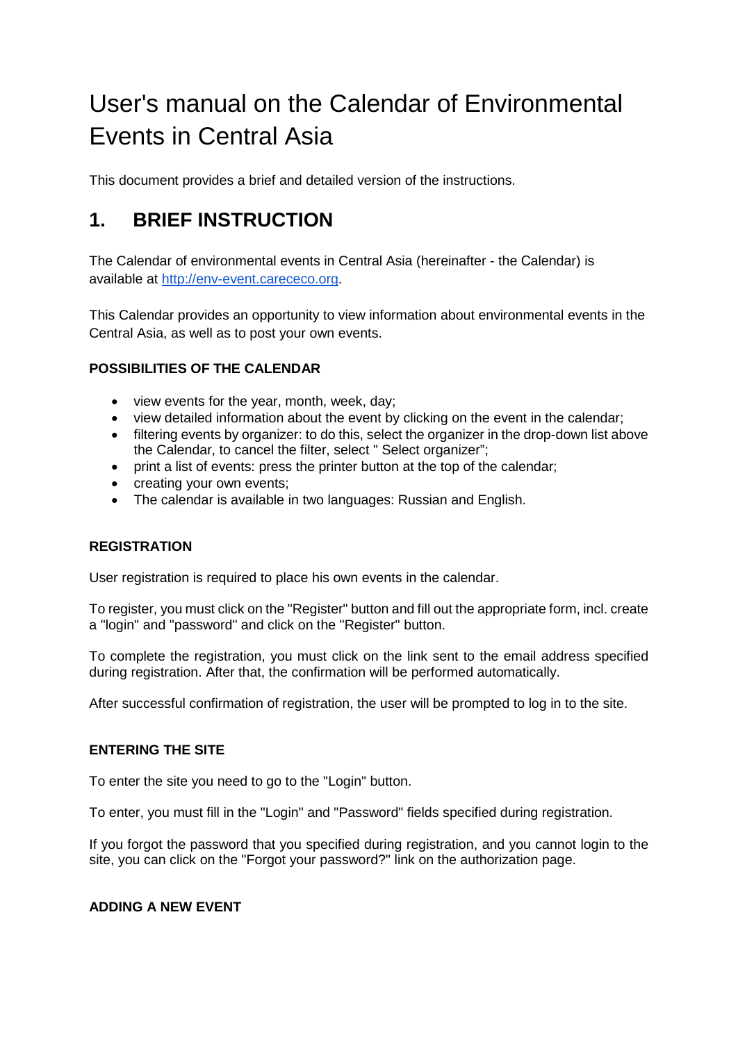# User's manual on the Calendar of Environmental Events in Central Asia

This document provides a brief and detailed version of the instructions.

## 1. BRIEF INSTRUCTION

The Calendar of environmental events in Central Asia (hereinafter - the Calendar) is available at http://env-event.carececo.org.

This Calendar provides an opportunity to view information about environmental events in the Central Asia, as well as to post your own events.

### POSSIBILITIES OF THE CALENDAR

- view events for the year, month, week, day;
- view detailed information about the event by clicking on the event in the calendar;
- filtering events by organizer: to do this, select the organizer in the drop-down list above the Calendar, to cancel the filter, select " Select organizer";
- print a list of events: press the printer button at the top of the calendar;
- creating your own events;
- The calendar is available in two languages: Russian and English.

### REGISTRATION

User registration is required to place his own events in the calendar.

To register, you must click on the "Register" button and fill out the appropriate form, incl. create a "login" and "password" and click on the "Register" button.

To complete the registration, you must click on the link sent to the email address specified during registration. After that, the confirmation will be performed automatically.

After successful confirmation of registration, the user will be prompted to log in to the site.

### ENTERING THE SITE

To enter the site you need to go to the "Login" button.

To enter, you must fill in the "Login" and "Password" fields specified during registration.

If you forgot the password that you specified during registration, and you cannot login to the site, you can click on the "Forgot your password?" link on the authorization page.

### ADDING A NEW EVENT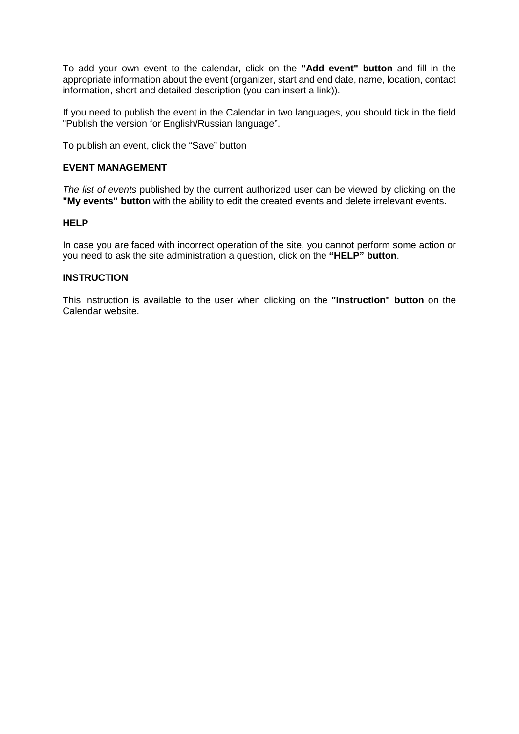To add your own event to the calendar, click on the **"Add event" button** and fill in the appropriate information about the event (organizer, start and end date, name, location, contact information, short and detailed description (you can insert a link)).

If you need to publish the event in the Calendar in two languages, you should tick in the field "Publish the version for English/Russian language".

To publish an event, click the "Save" button

**EVENT MANAGEMENT**

*The list of events* published by the current authorized user can be viewed by clicking on the **"My events" button** with the ability to edit the created events and delete irrelevant events.

**HELP**

In case you are faced with incorrect operation of the site, you cannot perform some action or you need to ask the site administration a question, click on the **"HELP" button**.

**INSTRUCTION**

This instruction is available to the user when clicking on the **"Instruction" button** on the Calendar website.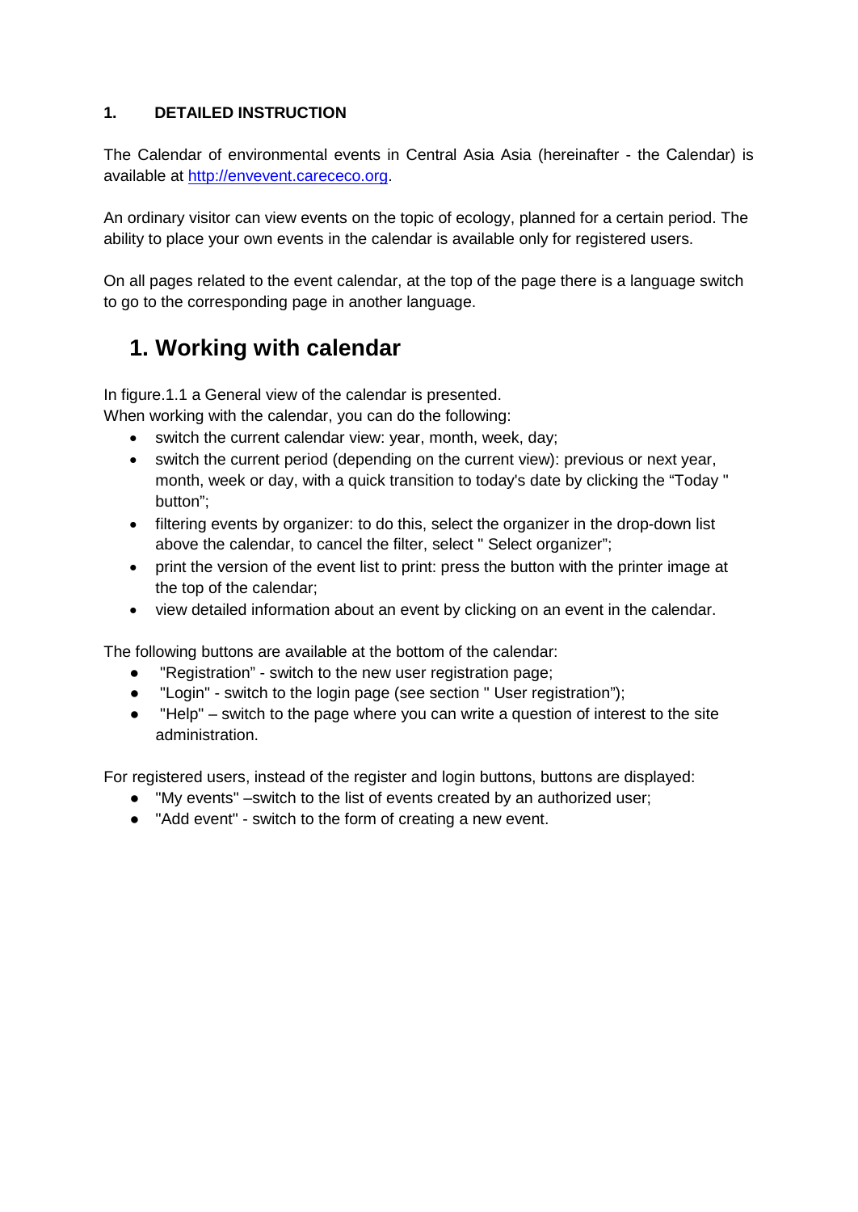**1. DETAILED INSTRUCTION**

The Calendar of environmental events in Central Asia Asia (hereinafter - the Calendar) is available at http://envevent.carececo.org.

An ordinary visitor can view events on the topic of ecology, planned for a certain period. The ability to place your own events in the calendar is available only for registered users.

On all pages related to the event calendar, at the top of the page there is a language switch to go to the corresponding page in another language.

# 1. Working with calendar

In figure.1.1 a General view of the calendar is presented.
When working with the calendar, you can do the following:

- switch the current calendar view: year, month, week, day;
- switch the current period (depending on the current view): previous or next year, month, week or day, with a quick transition to today's date by clicking the "Today " button";
- filtering events by organizer: to do this, select the organizer in the drop-down list above the calendar, to cancel the filter, select " Select organizer";
- print the version of the event list to print: press the button with the printer image at the top of the calendar;
- view detailed information about an event by clicking on an event in the calendar.

The following buttons are available at the bottom of the calendar:

- "Registration" - switch to the new user registration page;
- "Login" - switch to the login page (see section " User registration");
- "Help" – switch to the page where you can write a question of interest to the site administration.

For registered users, instead of the register and login buttons, buttons are displayed:

- "My events" –switch to the list of events created by an authorized user;
- "Add event" - switch to the form of creating a new event.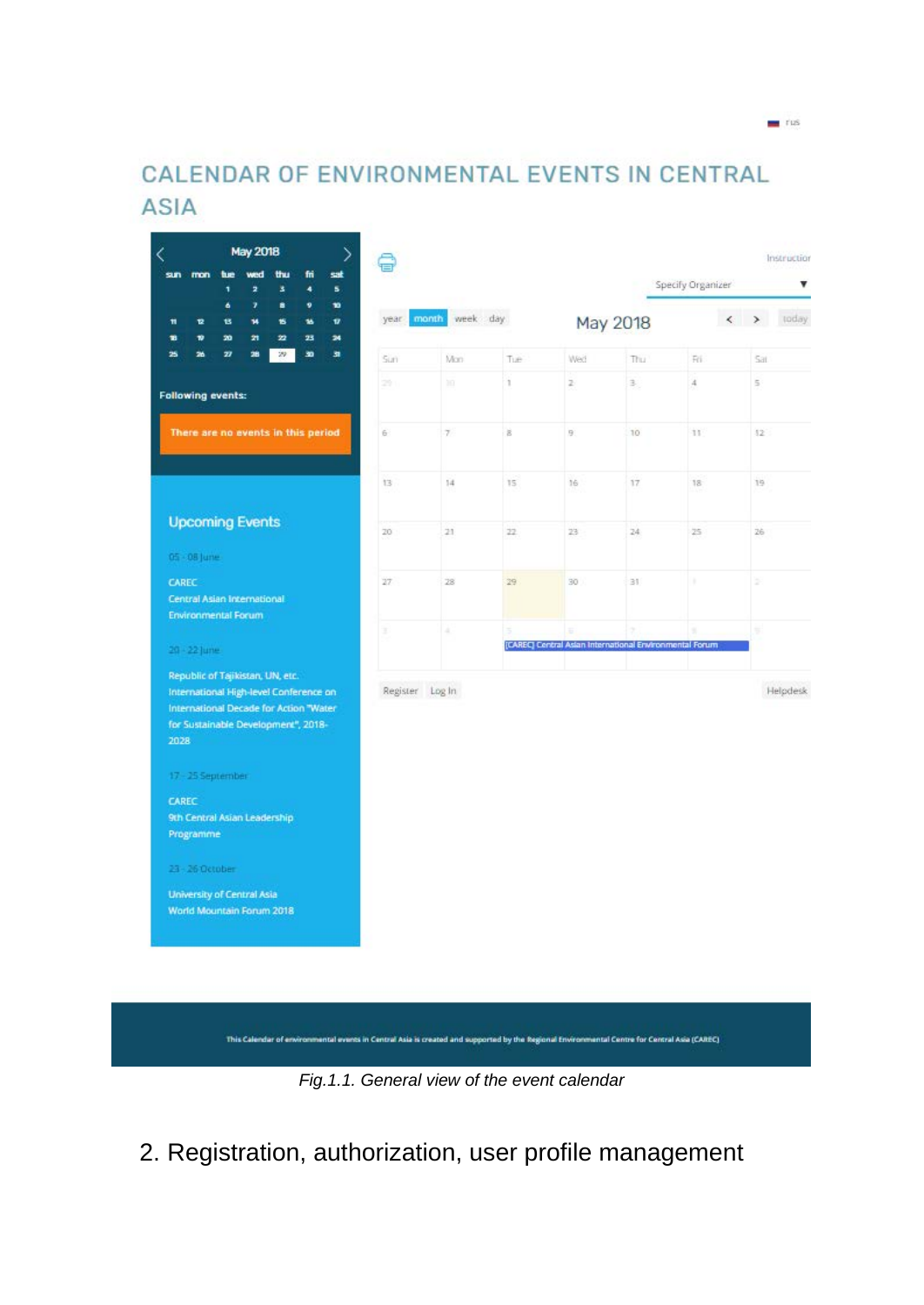Fig.1.1. General view of the event calendar

## 2. Registration, authorization, user profile management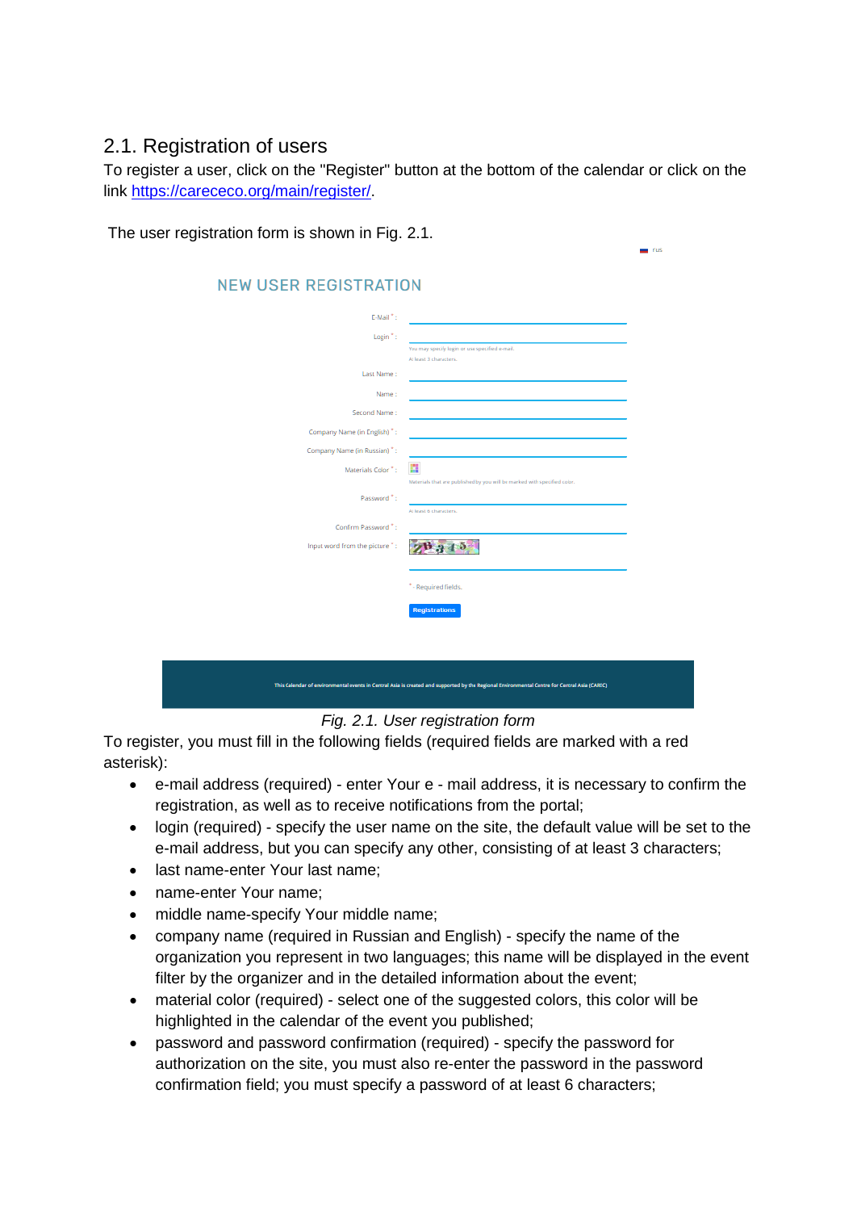## 2.1. Registration of users

To register a user, click on the "Register" button at the bottom of the calendar or click on the link https://carececo.org/main/register/.

The user registration form is shown in Fig. 2.1.

*Fig. 2.1. User registration form*

To register, you must fill in the following fields (required fields are marked with a red asterisk):

- e-mail address (required) - enter Your e - mail address, it is necessary to confirm the registration, as well as to receive notifications from the portal;
- login (required) - specify the user name on the site, the default value will be set to the e-mail address, but you can specify any other, consisting of at least 3 characters;
- last name-enter Your last name;
- name-enter Your name;
- middle name-specify Your middle name;
- company name (required in Russian and English) - specify the name of the organization you represent in two languages; this name will be displayed in the event filter by the organizer and in the detailed information about the event;
- material color (required) - select one of the suggested colors, this color will be highlighted in the calendar of the event you published;
- password and password confirmation (required) - specify the password for authorization on the site, you must also re-enter the password in the password confirmation field; you must specify a password of at least 6 characters;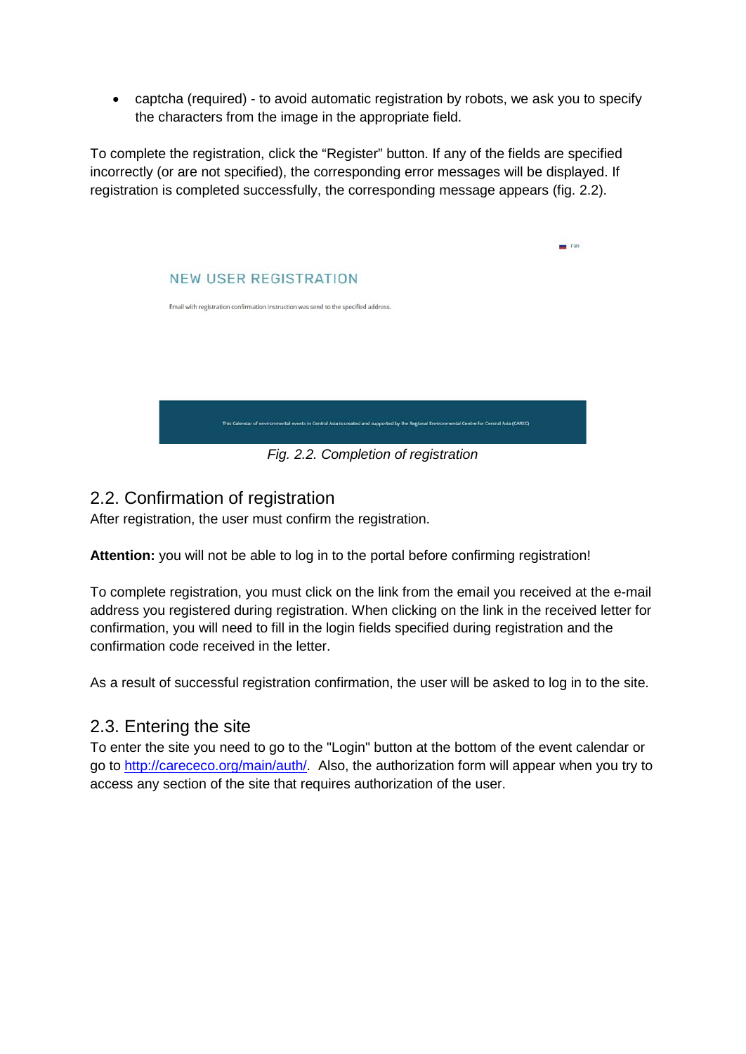- captcha (required) - to avoid automatic registration by robots, we ask you to specify the characters from the image in the appropriate field.

To complete the registration, click the "Register" button. If any of the fields are specified incorrectly (or are not specified), the corresponding error messages will be displayed. If registration is completed successfully, the corresponding message appears (fig. 2.2).

*Fig. 2.2. Completion of registration*

## 2.2. Confirmation of registration

After registration, the user must confirm the registration.

**Attention:** you will not be able to log in to the portal before confirming registration!

To complete registration, you must click on the link from the email you received at the e-mail address you registered during registration. When clicking on the link in the received letter for confirmation, you will need to fill in the login fields specified during registration and the confirmation code received in the letter.

As a result of successful registration confirmation, the user will be asked to log in to the site.

## 2.3. Entering the site

To enter the site you need to go to the "Login" button at the bottom of the event calendar or go to [http://carececo.org/main/auth/](http://carececo.org/main/auth/). Also, the authorization form will appear when you try to access any section of the site that requires authorization of the user.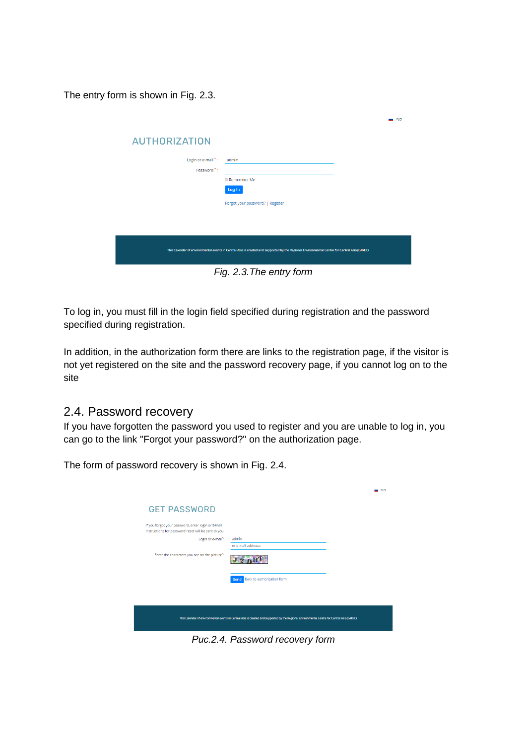The entry form is shown in Fig. 2.3.

*Fig. 2.3.The entry form*

To log in, you must fill in the login field specified during registration and the password specified during registration.

In addition, in the authorization form there are links to the registration page, if the visitor is not yet registered on the site and the password recovery page, if you cannot log on to the site

## 2.4. Password recovery

If you have forgotten the password you used to register and you are unable to log in, you can go to the link "Forgot your password?" on the authorization page.

The form of password recovery is shown in Fig. 2.4.

*Puc.2.4. Password recovery form*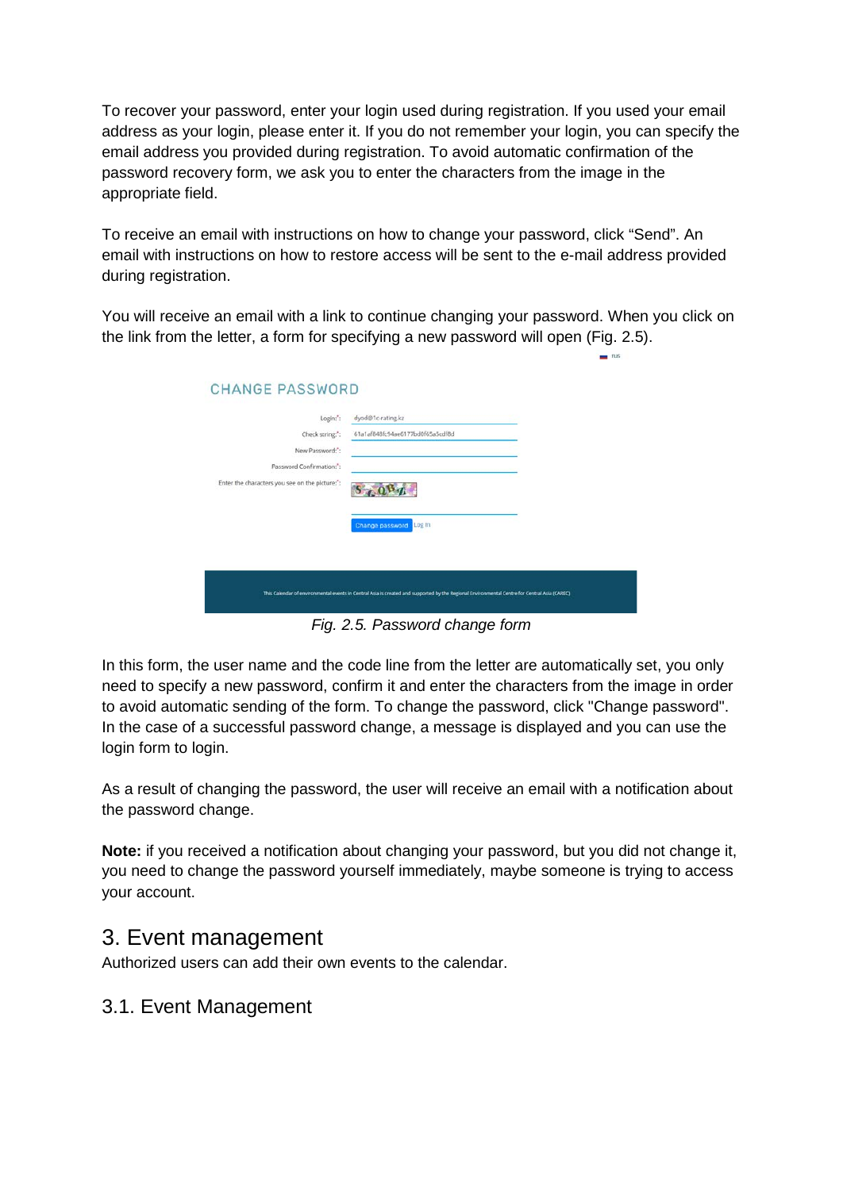To recover your password, enter your login used during registration. If you used your email address as your login, please enter it. If you do not remember your login, you can specify the email address you provided during registration. To avoid automatic confirmation of the password recovery form, we ask you to enter the characters from the image in the appropriate field.

To receive an email with instructions on how to change your password, click “Send”. An email with instructions on how to restore access will be sent to the e-mail address provided during registration.

You will receive an email with a link to continue changing your password. When you click on the link from the letter, a form for specifying a new password will open (Fig. 2.5).

*Fig. 2.5. Password change form*

In this form, the user name and the code line from the letter are automatically set, you only need to specify a new password, confirm it and enter the characters from the image in order to avoid automatic sending of the form. To change the password, click "Change password". In the case of a successful password change, a message is displayed and you can use the login form to login.

As a result of changing the password, the user will receive an email with a notification about the password change.

**Note:** if you received a notification about changing your password, but you did not change it, you need to change the password yourself immediately, maybe someone is trying to access your account.

# 3. Event management

Authorized users can add their own events to the calendar.

## 3.1. Event Management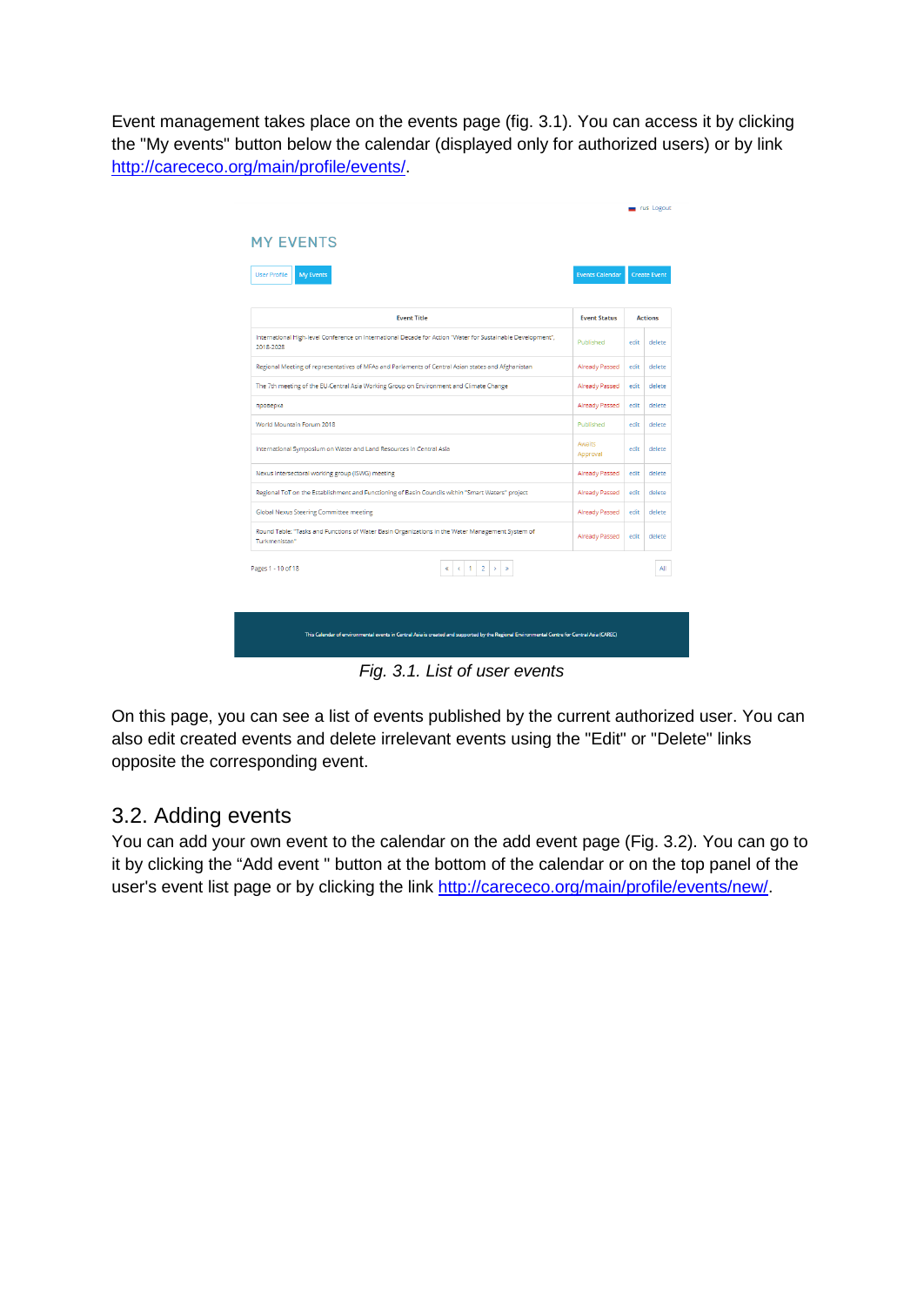Event management takes place on the events page (fig. 3.1). You can access it by clicking the "My events" button below the calendar (displayed only for authorized users) or by link [http://carececo.org/main/profile/events/](http://carececo.org/main/profile/events/).

*Fig. 3.1. List of user events*

On this page, you can see a list of events published by the current authorized user. You can also edit created events and delete irrelevant events using the "Edit" or "Delete" links opposite the corresponding event.

## 3.2. Adding events

You can add your own event to the calendar on the add event page (Fig. 3.2). You can go to it by clicking the “Add event " button at the bottom of the calendar or on the top panel of the user's event list page or by clicking the link [http://carececo.org/main/profile/events/new/](http://carececo.org/main/profile/events/new/).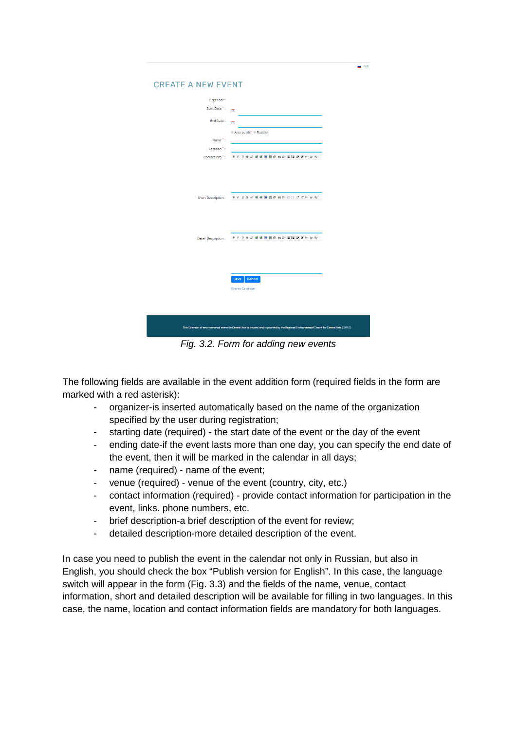*Fig. 3.2. Form for adding new events*

The following fields are available in the event addition form (required fields in the form are marked with a red asterisk):

- organizer-is inserted automatically based on the name of the organization specified by the user during registration;
- starting date (required) - the start date of the event or the day of the event
- ending date-if the event lasts more than one day, you can specify the end date of the event, then it will be marked in the calendar in all days;
- name (required) - name of the event;
- venue (required) - venue of the event (country, city, etc.)
- contact information (required) - provide contact information for participation in the event, links. phone numbers, etc.
- brief description-a brief description of the event for review;
- detailed description-more detailed description of the event.

In case you need to publish the event in the calendar not only in Russian, but also in English, you should check the box “Publish version for English”. In this case, the language switch will appear in the form (Fig. 3.3) and the fields of the name, venue, contact information, short and detailed description will be available for filling in two languages. In this case, the name, location and contact information fields are mandatory for both languages.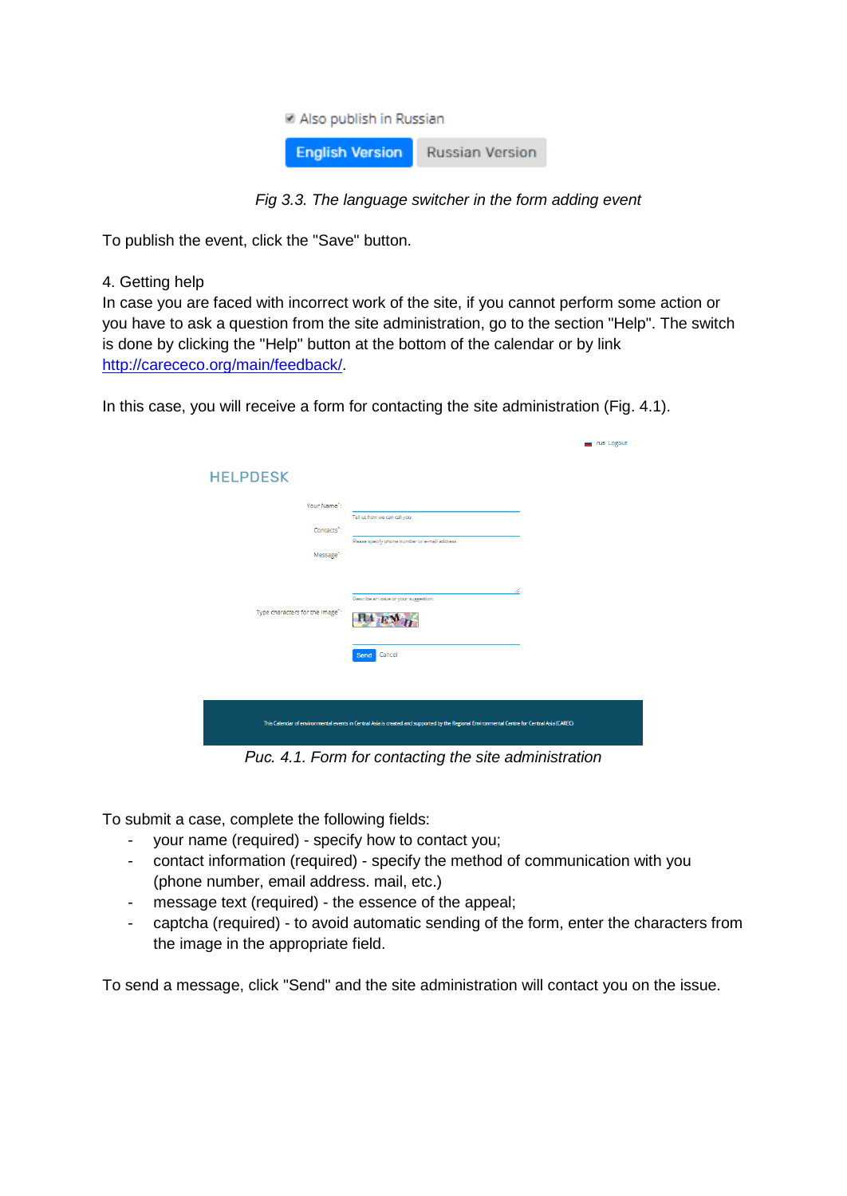Also publish in Russian

English Version Russian Version

*Fig 3.3. The language switcher in the form adding event*

To publish the event, click the "Save" button.

4. Getting help

In case you are faced with incorrect work of the site, if you cannot perform some action or you have to ask a question from the site administration, go to the section "Help". The switch is done by clicking the "Help" button at the bottom of the calendar or by link http://carececo.org/main/feedback/.

In this case, you will receive a form for contacting the site administration (Fig. 4.1).

rus Logout

HELPDESK

Your Name*:

Tell us how we can call you

Contacts*:

Please specify phone number or e-mail address

Message*:

Describe an issue or your suggestion

Type characters for the image*:

Send Cancel

This Calendar of environmental events in Central Asia is created and supported by the Regional Environmental Centre for Central Asia (CAREC)

*Рис. 4.1. Form for contacting the site administration*

To submit a case, complete the following fields:

- your name (required) - specify how to contact you;
- contact information (required) - specify the method of communication with you (phone number, email address. mail, etc.)
- message text (required) - the essence of the appeal;
- captcha (required) - to avoid automatic sending of the form, enter the characters from the image in the appropriate field.

To send a message, click "Send" and the site administration will contact you on the issue.